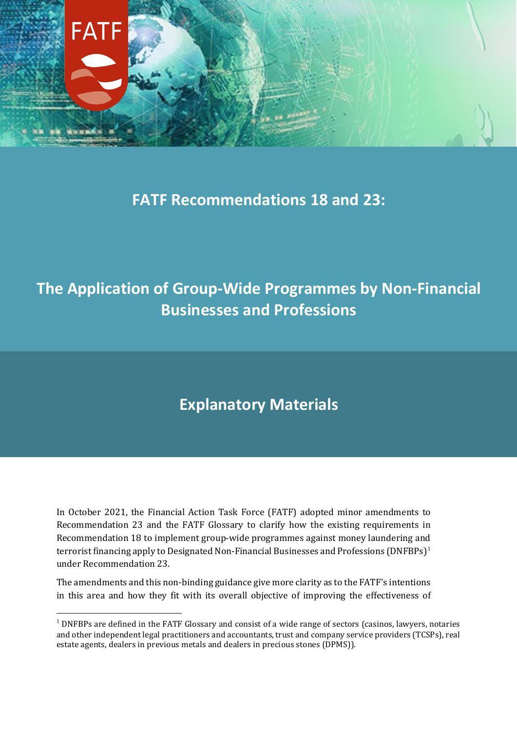# FATF Recommendations 18 and 23:

# The Application of Group-Wide Programmes by Non-Financial Businesses and Professions

## Explanatory Materials

In October 2021, the Financial Action Task Force (FATF) adopted minor amendments to Recommendation 23 and the FATF Glossary to clarify how the existing requirements in Recommendation 18 to implement group-wide programmes against money laundering and terrorist financing apply to Designated Non-Financial Businesses and Professions (DNFBPs)[1] under Recommendation 23.

The amendments and this non-binding guidance give more clarity as to the FATF's intentions in this area and how they fit with its overall objective of improving the effectiveness of

[1] DNFBPs are defined in the FATF Glossary and consist of a wide range of sectors (casinos, lawyers, notaries and other independent legal practitioners and accountants, trust and company service providers (TCSPs), real estate agents, dealers in previous metals and dealers in precious stones (DPMS)).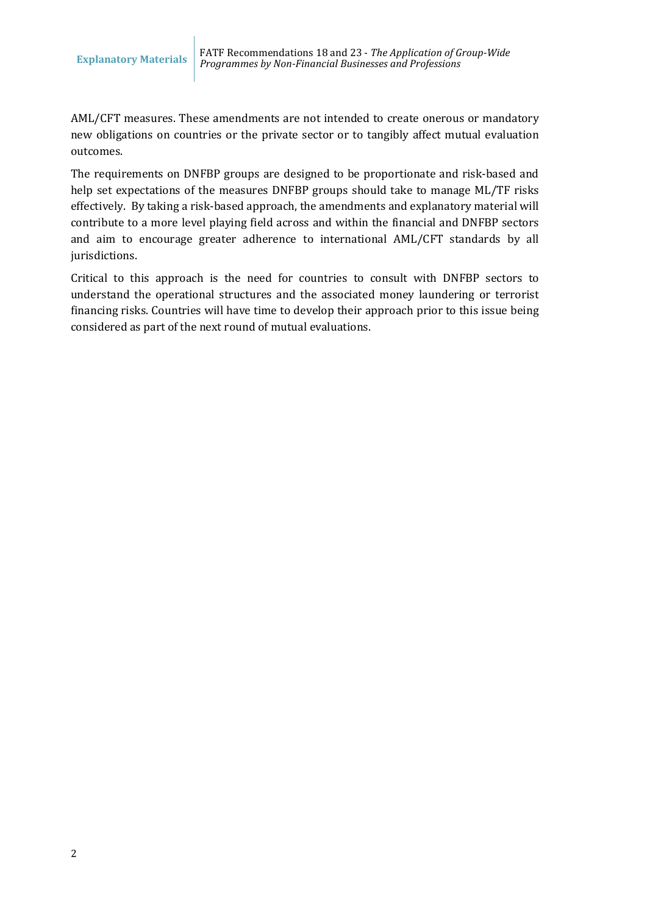AML/CFT measures. These amendments are not intended to create onerous or mandatory new obligations on countries or the private sector or to tangibly affect mutual evaluation outcomes.

The requirements on DNFBP groups are designed to be proportionate and risk-based and help set expectations of the measures DNFBP groups should take to manage ML/TF risks effectively. By taking a risk-based approach, the amendments and explanatory material will contribute to a more level playing field across and within the financial and DNFBP sectors and aim to encourage greater adherence to international AML/CFT standards by all jurisdictions.

Critical to this approach is the need for countries to consult with DNFBP sectors to understand the operational structures and the associated money laundering or terrorist financing risks. Countries will have time to develop their approach prior to this issue being considered as part of the next round of mutual evaluations.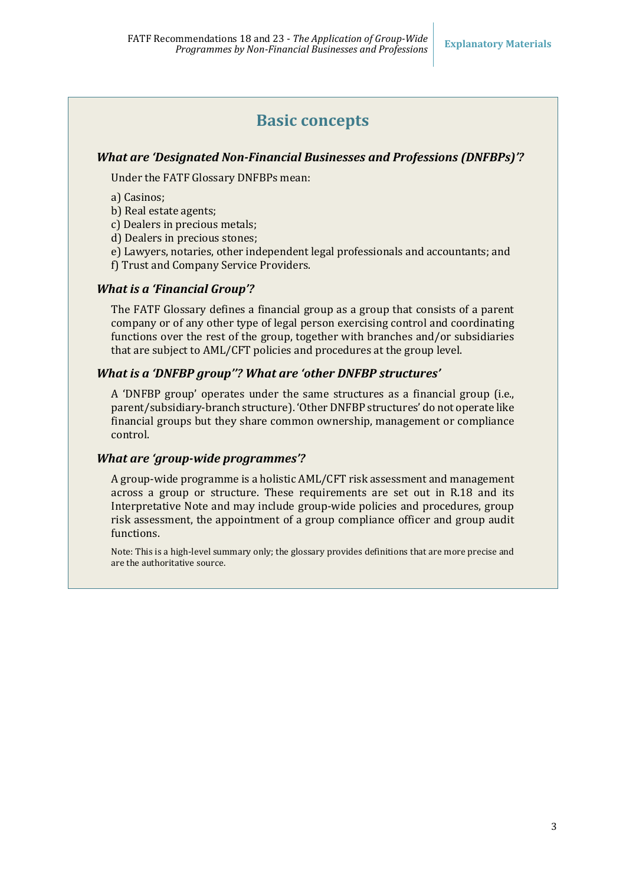## Basic concepts

### *What are 'Designated Non-Financial Businesses and Professions (DNFBPs)'?*

Under the FATF Glossary DNFBPs mean:

a) Casinos;
b) Real estate agents;
c) Dealers in precious metals;
d) Dealers in precious stones;
e) Lawyers, notaries, other independent legal professionals and accountants; and
f) Trust and Company Service Providers.

### *What is a 'Financial Group'?*

The FATF Glossary defines a financial group as a group that consists of a parent company or of any other type of legal person exercising control and coordinating functions over the rest of the group, together with branches and/or subsidiaries that are subject to AML/CFT policies and procedures at the group level.

### *What is a 'DNFBP group''? What are 'other DNFBP structures'*

A 'DNFBP group' operates under the same structures as a financial group (i.e., parent/subsidiary-branch structure). 'Other DNFBP structures' do not operate like financial groups but they share common ownership, management or compliance control.

### *What are 'group-wide programmes'?*

A group-wide programme is a holistic AML/CFT risk assessment and management across a group or structure. These requirements are set out in R.18 and its Interpretative Note and may include group-wide policies and procedures, group risk assessment, the appointment of a group compliance officer and group audit functions.

Note: This is a high-level summary only; the glossary provides definitions that are more precise and are the authoritative source.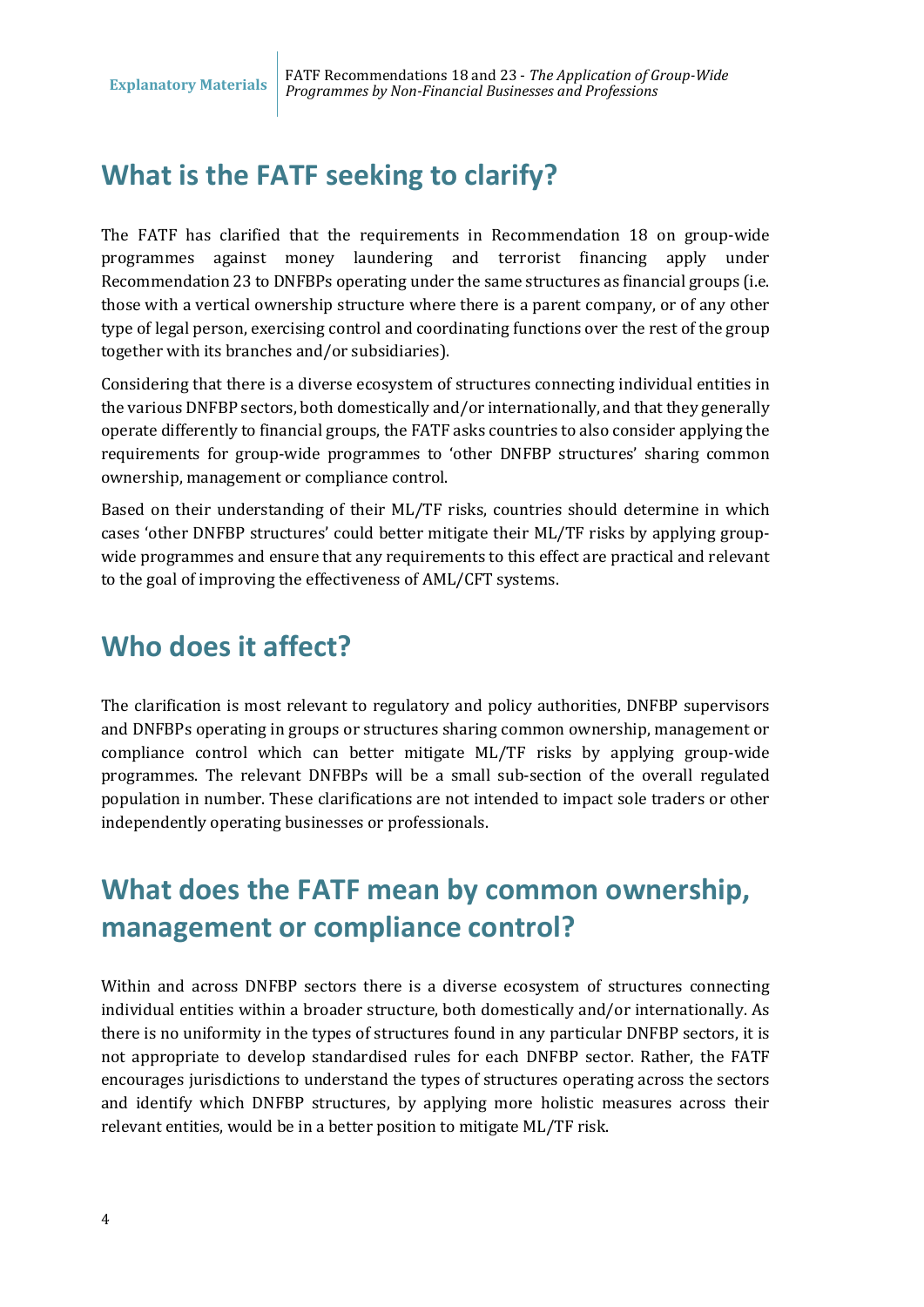## What is the FATF seeking to clarify?

The FATF has clarified that the requirements in Recommendation 18 on group-wide programmes against money laundering and terrorist financing apply under Recommendation 23 to DNFBPs operating under the same structures as financial groups (i.e. those with a vertical ownership structure where there is a parent company, or of any other type of legal person, exercising control and coordinating functions over the rest of the group together with its branches and/or subsidiaries).

Considering that there is a diverse ecosystem of structures connecting individual entities in the various DNFBP sectors, both domestically and/or internationally, and that they generally operate differently to financial groups, the FATF asks countries to also consider applying the requirements for group-wide programmes to 'other DNFBP structures' sharing common ownership, management or compliance control.

Based on their understanding of their ML/TF risks, countries should determine in which cases 'other DNFBP structures' could better mitigate their ML/TF risks by applying group-wide programmes and ensure that any requirements to this effect are practical and relevant to the goal of improving the effectiveness of AML/CFT systems.

## Who does it affect?

The clarification is most relevant to regulatory and policy authorities, DNFBP supervisors and DNFBPs operating in groups or structures sharing common ownership, management or compliance control which can better mitigate ML/TF risks by applying group-wide programmes. The relevant DNFBPs will be a small sub-section of the overall regulated population in number. These clarifications are not intended to impact sole traders or other independently operating businesses or professionals.

## What does the FATF mean by common ownership, management or compliance control?

Within and across DNFBP sectors there is a diverse ecosystem of structures connecting individual entities within a broader structure, both domestically and/or internationally. As there is no uniformity in the types of structures found in any particular DNFBP sectors, it is not appropriate to develop standardised rules for each DNFBP sector. Rather, the FATF encourages jurisdictions to understand the types of structures operating across the sectors and identify which DNFBP structures, by applying more holistic measures across their relevant entities, would be in a better position to mitigate ML/TF risk.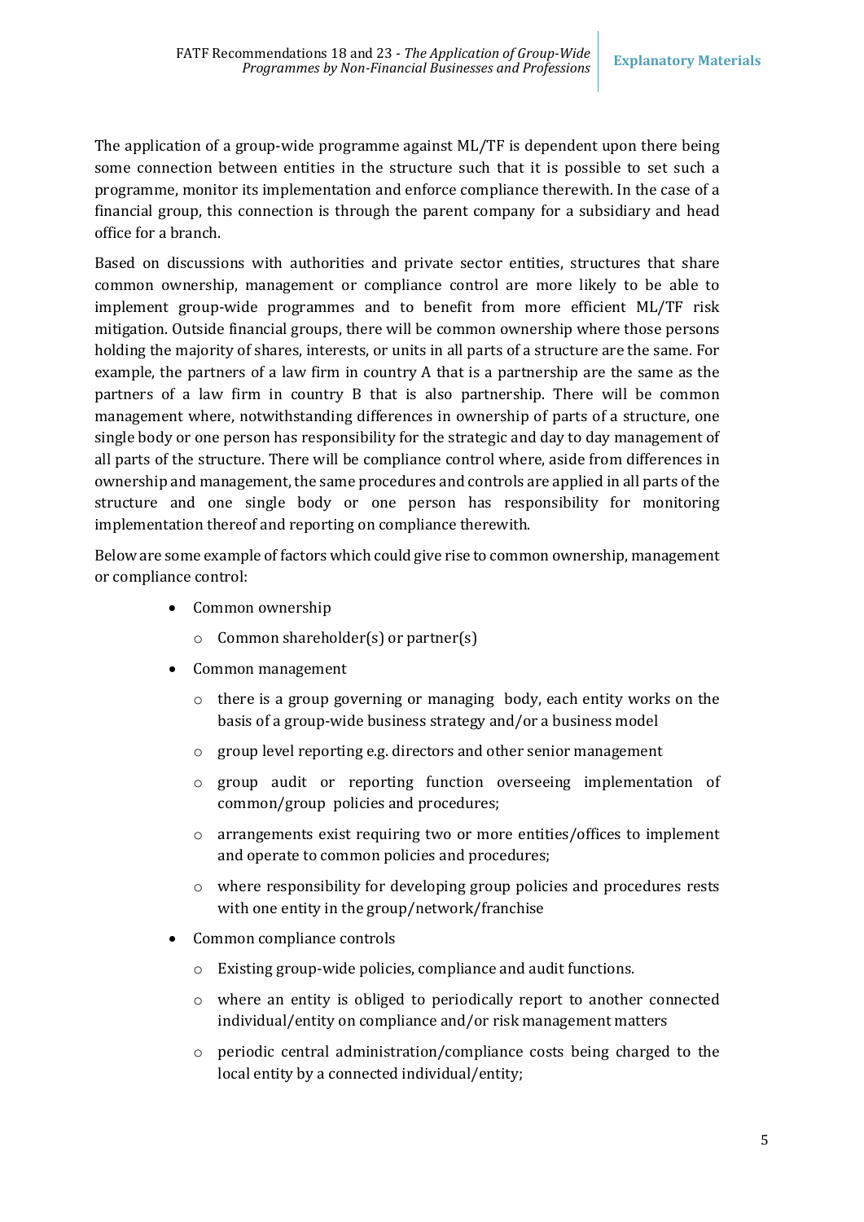The application of a group-wide programme against ML/TF is dependent upon there being some connection between entities in the structure such that it is possible to set such a programme, monitor its implementation and enforce compliance therewith. In the case of a financial group, this connection is through the parent company for a subsidiary and head office for a branch.

Based on discussions with authorities and private sector entities, structures that share common ownership, management or compliance control are more likely to be able to implement group-wide programmes and to benefit from more efficient ML/TF risk mitigation. Outside financial groups, there will be common ownership where those persons holding the majority of shares, interests, or units in all parts of a structure are the same. For example, the partners of a law firm in country A that is a partnership are the same as the partners of a law firm in country B that is also partnership. There will be common management where, notwithstanding differences in ownership of parts of a structure, one single body or one person has responsibility for the strategic and day to day management of all parts of the structure. There will be compliance control where, aside from differences in ownership and management, the same procedures and controls are applied in all parts of the structure and one single body or one person has responsibility for monitoring implementation thereof and reporting on compliance therewith.

Below are some example of factors which could give rise to common ownership, management or compliance control:

- Common ownership
  - Common shareholder(s) or partner(s)
- Common management
  - there is a group governing or managing body, each entity works on the basis of a group-wide business strategy and/or a business model
  - group level reporting e.g. directors and other senior management
  - group audit or reporting function overseeing implementation of common/group policies and procedures;
  - arrangements exist requiring two or more entities/offices to implement and operate to common policies and procedures;
  - where responsibility for developing group policies and procedures rests with one entity in the group/network/franchise
- Common compliance controls
  - Existing group-wide policies, compliance and audit functions.
  - where an entity is obliged to periodically report to another connected individual/entity on compliance and/or risk management matters
  - periodic central administration/compliance costs being charged to the local entity by a connected individual/entity;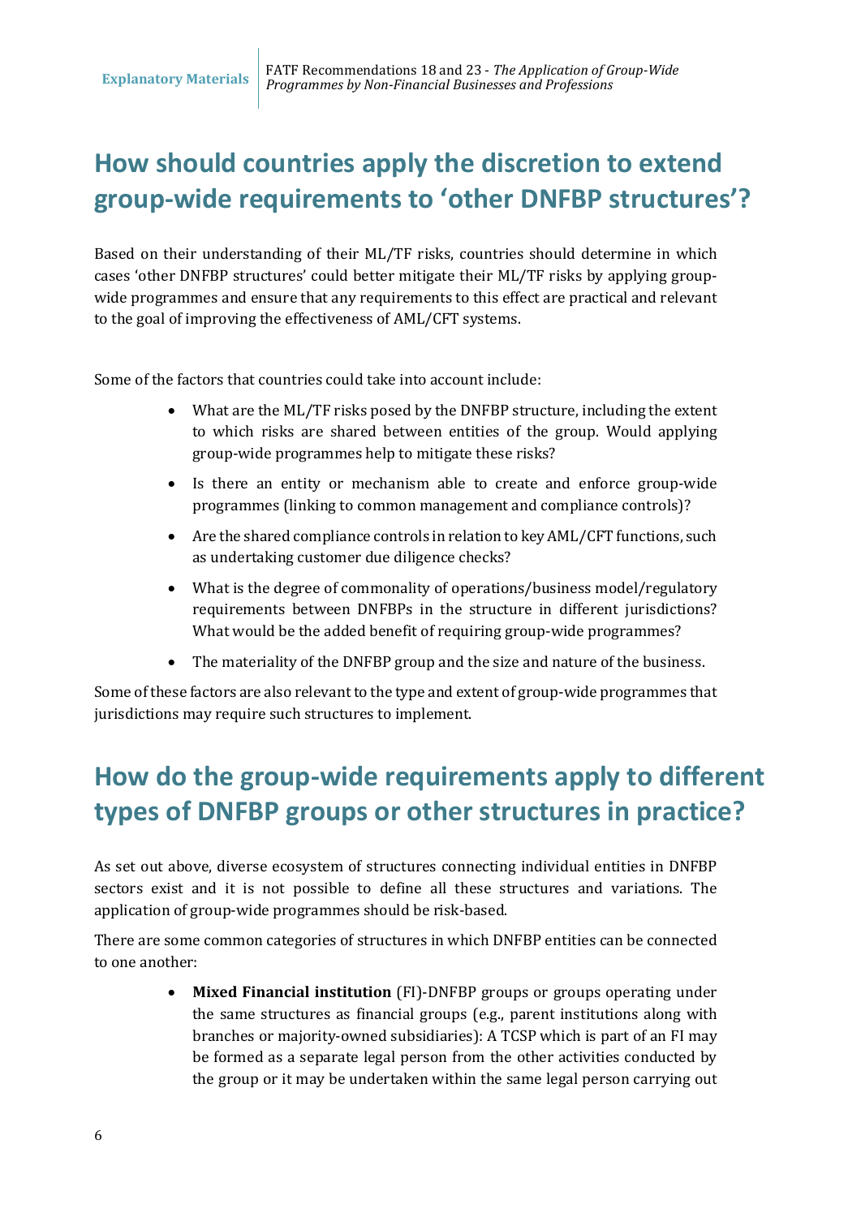## How should countries apply the discretion to extend group-wide requirements to 'other DNFBP structures'?

Based on their understanding of their ML/TF risks, countries should determine in which cases 'other DNFBP structures' could better mitigate their ML/TF risks by applying group-wide programmes and ensure that any requirements to this effect are practical and relevant to the goal of improving the effectiveness of AML/CFT systems.

Some of the factors that countries could take into account include:

- What are the ML/TF risks posed by the DNFBP structure, including the extent to which risks are shared between entities of the group. Would applying group-wide programmes help to mitigate these risks?
- Is there an entity or mechanism able to create and enforce group-wide programmes (linking to common management and compliance controls)?
- Are the shared compliance controls in relation to key AML/CFT functions, such as undertaking customer due diligence checks?
- What is the degree of commonality of operations/business model/regulatory requirements between DNFBPs in the structure in different jurisdictions? What would be the added benefit of requiring group-wide programmes?
- The materiality of the DNFBP group and the size and nature of the business.

Some of these factors are also relevant to the type and extent of group-wide programmes that jurisdictions may require such structures to implement.

## How do the group-wide requirements apply to different types of DNFBP groups or other structures in practice?

As set out above, diverse ecosystem of structures connecting individual entities in DNFBP sectors exist and it is not possible to define all these structures and variations. The application of group-wide programmes should be risk-based.

There are some common categories of structures in which DNFBP entities can be connected to one another:

- **Mixed Financial institution** (FI)-DNFBP groups or groups operating under the same structures as financial groups (e.g., parent institutions along with branches or majority-owned subsidiaries): A TCSP which is part of an FI may be formed as a separate legal person from the other activities conducted by the group or it may be undertaken within the same legal person carrying out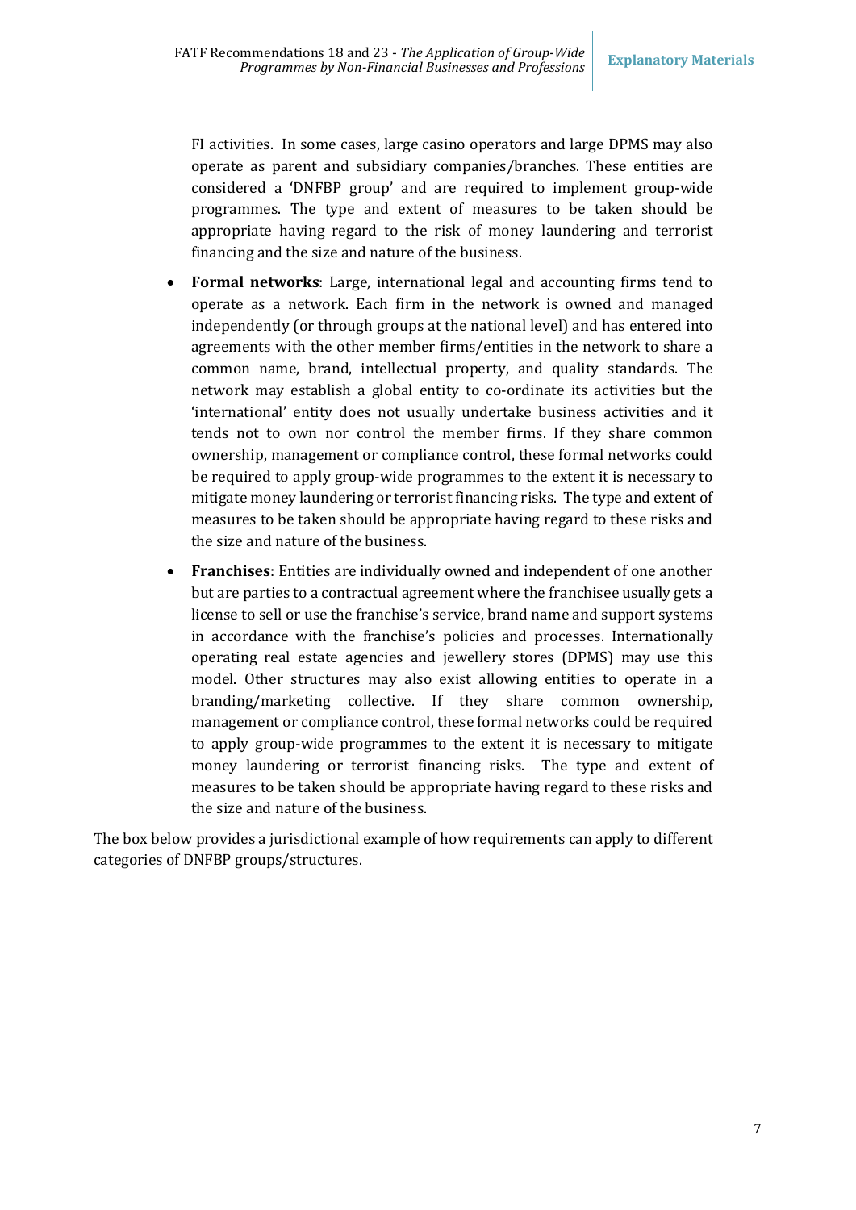FI activities. In some cases, large casino operators and large DPMS may also operate as parent and subsidiary companies/branches. These entities are considered a 'DNFBP group' and are required to implement group-wide programmes. The type and extent of measures to be taken should be appropriate having regard to the risk of money laundering and terrorist financing and the size and nature of the business.

- **Formal networks**: Large, international legal and accounting firms tend to operate as a network. Each firm in the network is owned and managed independently (or through groups at the national level) and has entered into agreements with the other member firms/entities in the network to share a common name, brand, intellectual property, and quality standards. The network may establish a global entity to co-ordinate its activities but the 'international' entity does not usually undertake business activities and it tends not to own nor control the member firms. If they share common ownership, management or compliance control, these formal networks could be required to apply group-wide programmes to the extent it is necessary to mitigate money laundering or terrorist financing risks. The type and extent of measures to be taken should be appropriate having regard to these risks and the size and nature of the business.
- **Franchises**: Entities are individually owned and independent of one another but are parties to a contractual agreement where the franchisee usually gets a license to sell or use the franchise's service, brand name and support systems in accordance with the franchise's policies and processes. Internationally operating real estate agencies and jewellery stores (DPMS) may use this model. Other structures may also exist allowing entities to operate in a branding/marketing collective. If they share common ownership, management or compliance control, these formal networks could be required to apply group-wide programmes to the extent it is necessary to mitigate money laundering or terrorist financing risks. The type and extent of measures to be taken should be appropriate having regard to these risks and the size and nature of the business.

The box below provides a jurisdictional example of how requirements can apply to different categories of DNFBP groups/structures.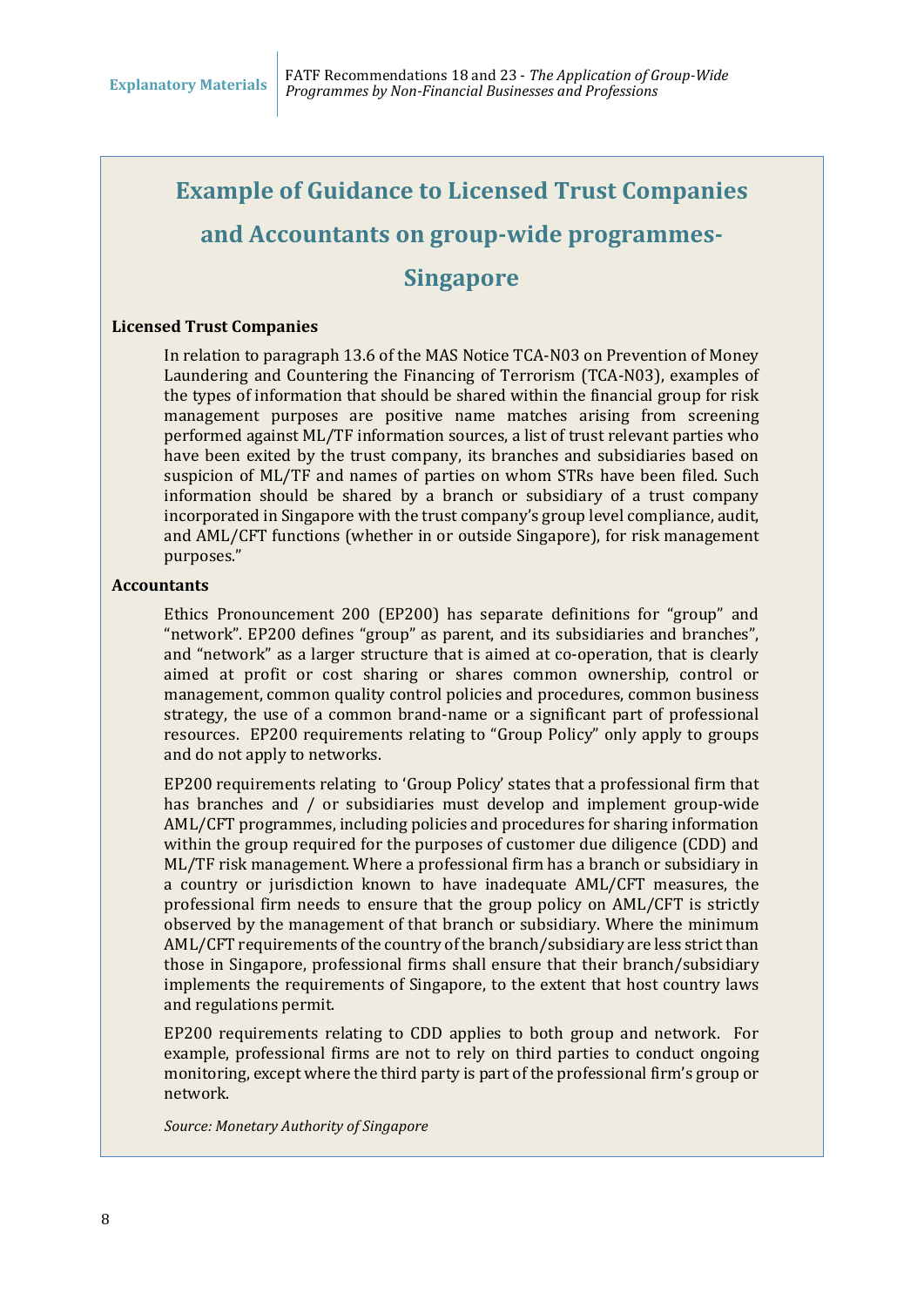## Example of Guidance to Licensed Trust Companies and Accountants on group-wide programmes- Singapore

**Licensed Trust Companies**

In relation to paragraph 13.6 of the MAS Notice TCA-N03 on Prevention of Money Laundering and Countering the Financing of Terrorism (TCA-N03), examples of the types of information that should be shared within the financial group for risk management purposes are positive name matches arising from screening performed against ML/TF information sources, a list of trust relevant parties who have been exited by the trust company, its branches and subsidiaries based on suspicion of ML/TF and names of parties on whom STRs have been filed. Such information should be shared by a branch or subsidiary of a trust company incorporated in Singapore with the trust company's group level compliance, audit, and AML/CFT functions (whether in or outside Singapore), for risk management purposes."

**Accountants**

Ethics Pronouncement 200 (EP200) has separate definitions for "group" and "network". EP200 defines "group" as parent, and its subsidiaries and branches", and "network" as a larger structure that is aimed at co-operation, that is clearly aimed at profit or cost sharing or shares common ownership, control or management, common quality control policies and procedures, common business strategy, the use of a common brand-name or a significant part of professional resources. EP200 requirements relating to "Group Policy" only apply to groups and do not apply to networks.

EP200 requirements relating to 'Group Policy' states that a professional firm that has branches and / or subsidiaries must develop and implement group-wide AML/CFT programmes, including policies and procedures for sharing information within the group required for the purposes of customer due diligence (CDD) and ML/TF risk management. Where a professional firm has a branch or subsidiary in a country or jurisdiction known to have inadequate AML/CFT measures, the professional firm needs to ensure that the group policy on AML/CFT is strictly observed by the management of that branch or subsidiary. Where the minimum AML/CFT requirements of the country of the branch/subsidiary are less strict than those in Singapore, professional firms shall ensure that their branch/subsidiary implements the requirements of Singapore, to the extent that host country laws and regulations permit.

EP200 requirements relating to CDD applies to both group and network. For example, professional firms are not to rely on third parties to conduct ongoing monitoring, except where the third party is part of the professional firm's group or network.

*Source: Monetary Authority of Singapore*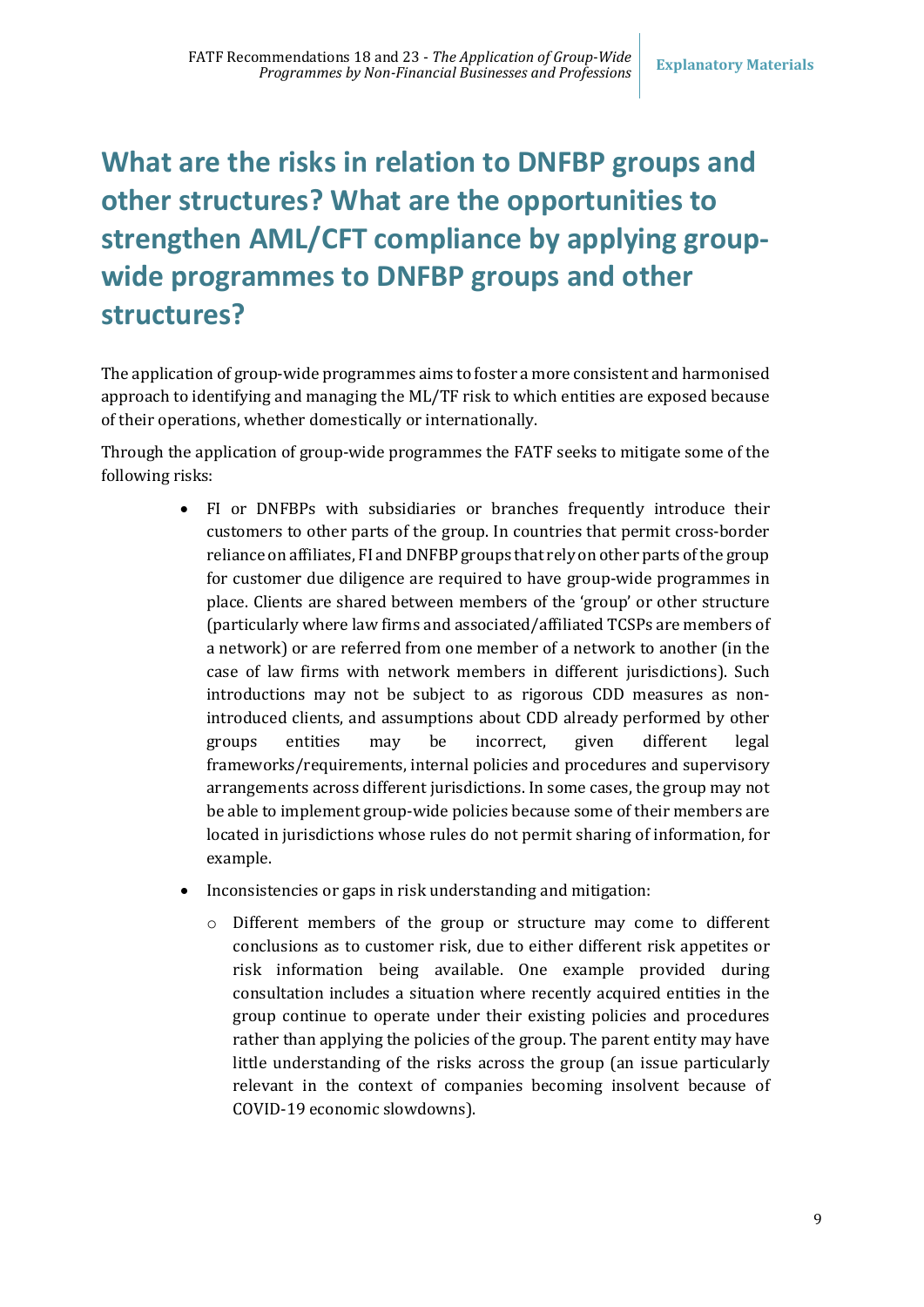# What are the risks in relation to DNFBP groups and other structures? What are the opportunities to strengthen AML/CFT compliance by applying group-wide programmes to DNFBP groups and other structures?

The application of group-wide programmes aims to foster a more consistent and harmonised approach to identifying and managing the ML/TF risk to which entities are exposed because of their operations, whether domestically or internationally.

Through the application of group-wide programmes the FATF seeks to mitigate some of the following risks:

- FI or DNFBPs with subsidiaries or branches frequently introduce their customers to other parts of the group. In countries that permit cross-border reliance on affiliates, FI and DNFBP groups that rely on other parts of the group for customer due diligence are required to have group-wide programmes in place. Clients are shared between members of the 'group' or other structure (particularly where law firms and associated/affiliated TCSPs are members of a network) or are referred from one member of a network to another (in the case of law firms with network members in different jurisdictions). Such introductions may not be subject to as rigorous CDD measures as non-introduced clients, and assumptions about CDD already performed by other groups entities may be incorrect, given different legal frameworks/requirements, internal policies and procedures and supervisory arrangements across different jurisdictions. In some cases, the group may not be able to implement group-wide policies because some of their members are located in jurisdictions whose rules do not permit sharing of information, for example.
- Inconsistencies or gaps in risk understanding and mitigation:
  - Different members of the group or structure may come to different conclusions as to customer risk, due to either different risk appetites or risk information being available. One example provided during consultation includes a situation where recently acquired entities in the group continue to operate under their existing policies and procedures rather than applying the policies of the group. The parent entity may have little understanding of the risks across the group (an issue particularly relevant in the context of companies becoming insolvent because of COVID-19 economic slowdowns).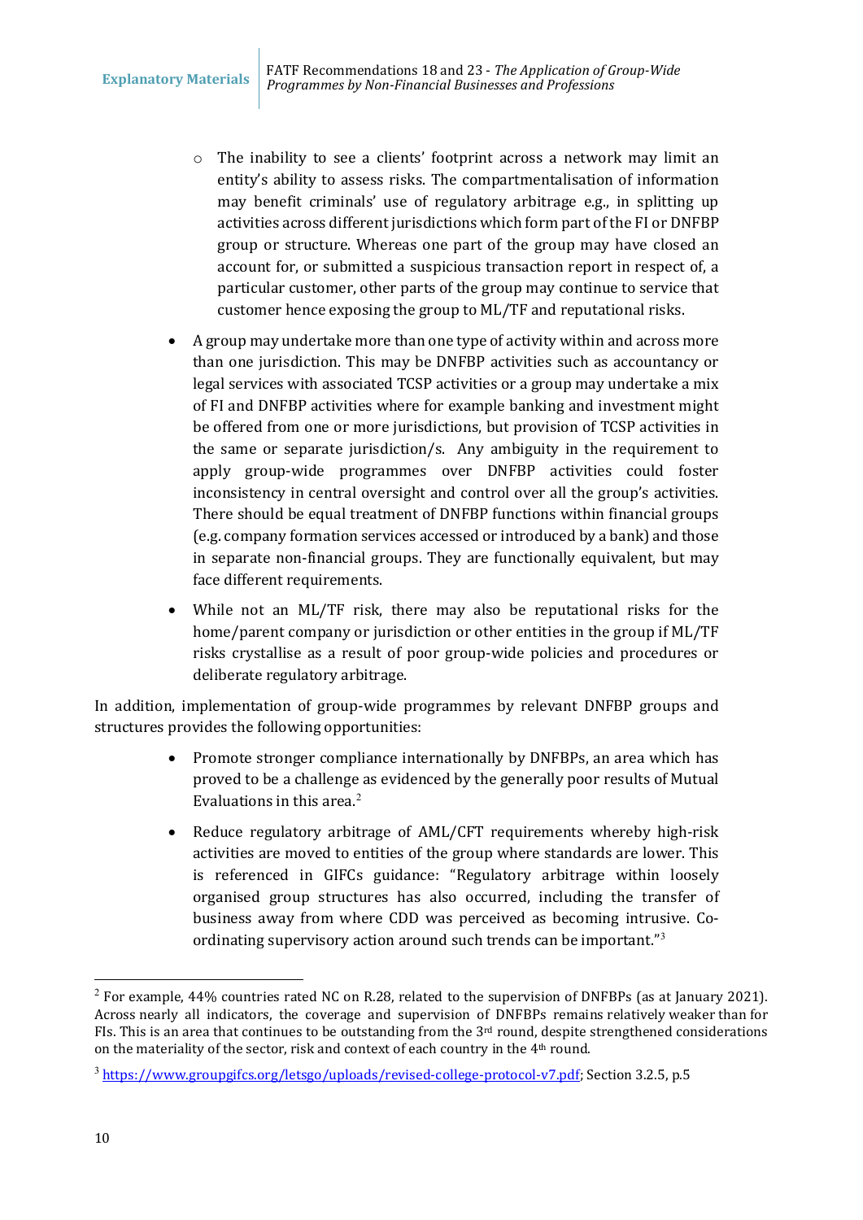- The inability to see a clients' footprint across a network may limit an entity's ability to assess risks. The compartmentalisation of information may benefit criminals' use of regulatory arbitrage e.g., in splitting up activities across different jurisdictions which form part of the FI or DNFBP group or structure. Whereas one part of the group may have closed an account for, or submitted a suspicious transaction report in respect of, a particular customer, other parts of the group may continue to service that customer hence exposing the group to ML/TF and reputational risks.

- A group may undertake more than one type of activity within and across more than one jurisdiction. This may be DNFBP activities such as accountancy or legal services with associated TCSP activities or a group may undertake a mix of FI and DNFBP activities where for example banking and investment might be offered from one or more jurisdictions, but provision of TCSP activities in the same or separate jurisdiction/s. Any ambiguity in the requirement to apply group-wide programmes over DNFBP activities could foster inconsistency in central oversight and control over all the group's activities. There should be equal treatment of DNFBP functions within financial groups (e.g. company formation services accessed or introduced by a bank) and those in separate non-financial groups. They are functionally equivalent, but may face different requirements.

- While not an ML/TF risk, there may also be reputational risks for the home/parent company or jurisdiction or other entities in the group if ML/TF risks crystallise as a result of poor group-wide policies and procedures or deliberate regulatory arbitrage.

In addition, implementation of group-wide programmes by relevant DNFBP groups and structures provides the following opportunities:

- Promote stronger compliance internationally by DNFBPs, an area which has proved to be a challenge as evidenced by the generally poor results of Mutual Evaluations in this area.[2]

- Reduce regulatory arbitrage of AML/CFT requirements whereby high-risk activities are moved to entities of the group where standards are lower. This is referenced in GIFCs guidance: "Regulatory arbitrage within loosely organised group structures has also occurred, including the transfer of business away from where CDD was perceived as becoming intrusive. Co-ordinating supervisory action around such trends can be important."[3]

---

[2] For example, 44% countries rated NC on R.28, related to the supervision of DNFBPs (as at January 2021). Across nearly all indicators, the coverage and supervision of DNFBPs remains relatively weaker than for FIs. This is an area that continues to be outstanding from the 3rd round, despite strengthened considerations on the materiality of the sector, risk and context of each country in the 4th round.

[3] https://www.groupgifcs.org/letsgo/uploads/revised-college-protocol-v7.pdf; Section 3.2.5, p.5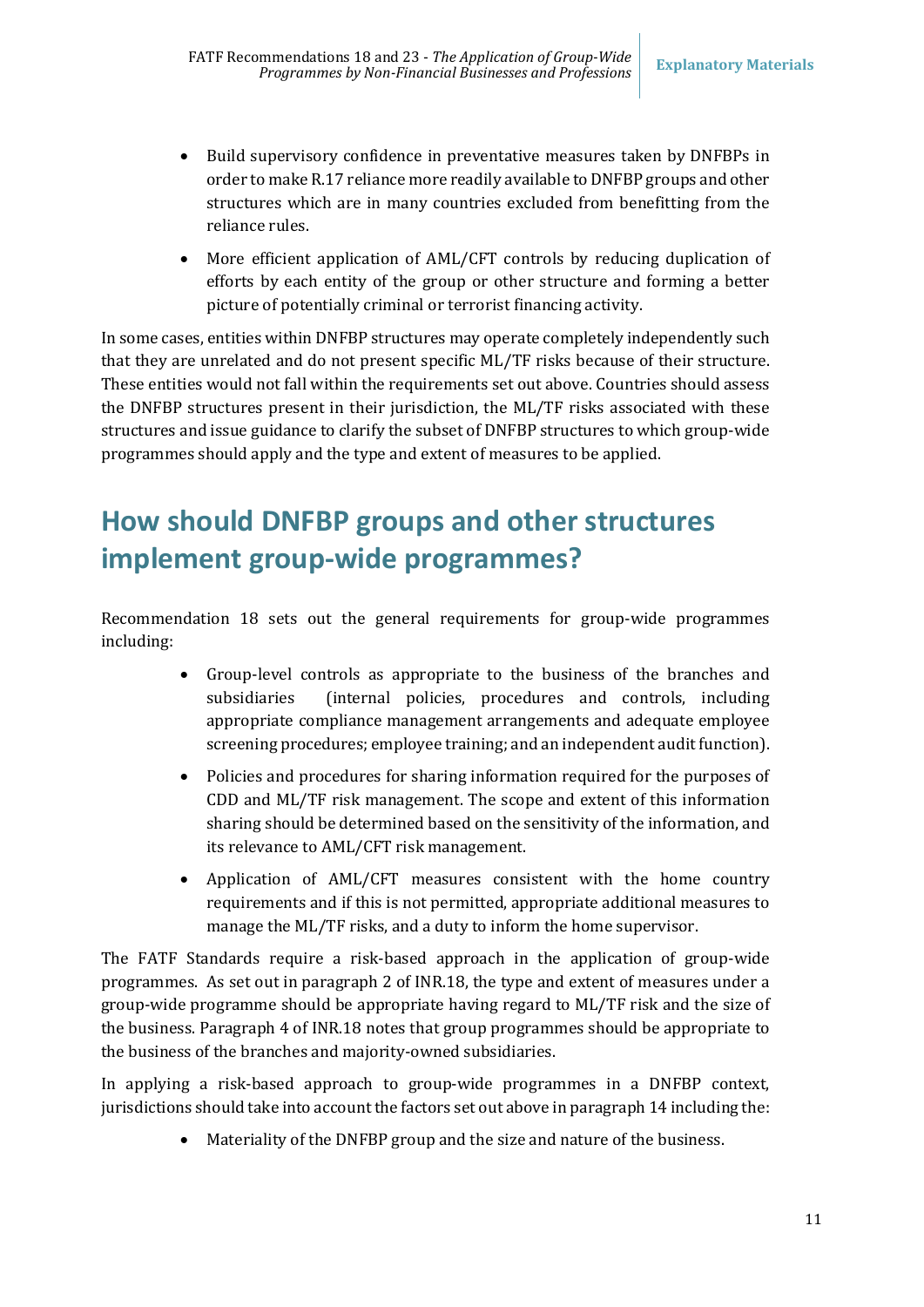- Build supervisory confidence in preventative measures taken by DNFBPs in order to make R.17 reliance more readily available to DNFBP groups and other structures which are in many countries excluded from benefitting from the reliance rules.
- More efficient application of AML/CFT controls by reducing duplication of efforts by each entity of the group or other structure and forming a better picture of potentially criminal or terrorist financing activity.

In some cases, entities within DNFBP structures may operate completely independently such that they are unrelated and do not present specific ML/TF risks because of their structure. These entities would not fall within the requirements set out above. Countries should assess the DNFBP structures present in their jurisdiction, the ML/TF risks associated with these structures and issue guidance to clarify the subset of DNFBP structures to which group-wide programmes should apply and the type and extent of measures to be applied.

## How should DNFBP groups and other structures implement group-wide programmes?

Recommendation 18 sets out the general requirements for group-wide programmes including:

- Group-level controls as appropriate to the business of the branches and subsidiaries (internal policies, procedures and controls, including appropriate compliance management arrangements and adequate employee screening procedures; employee training; and an independent audit function).
- Policies and procedures for sharing information required for the purposes of CDD and ML/TF risk management. The scope and extent of this information sharing should be determined based on the sensitivity of the information, and its relevance to AML/CFT risk management.
- Application of AML/CFT measures consistent with the home country requirements and if this is not permitted, appropriate additional measures to manage the ML/TF risks, and a duty to inform the home supervisor.

The FATF Standards require a risk-based approach in the application of group-wide programmes. As set out in paragraph 2 of INR.18, the type and extent of measures under a group-wide programme should be appropriate having regard to ML/TF risk and the size of the business. Paragraph 4 of INR.18 notes that group programmes should be appropriate to the business of the branches and majority-owned subsidiaries.

In applying a risk-based approach to group-wide programmes in a DNFBP context, jurisdictions should take into account the factors set out above in paragraph 14 including the:

- Materiality of the DNFBP group and the size and nature of the business.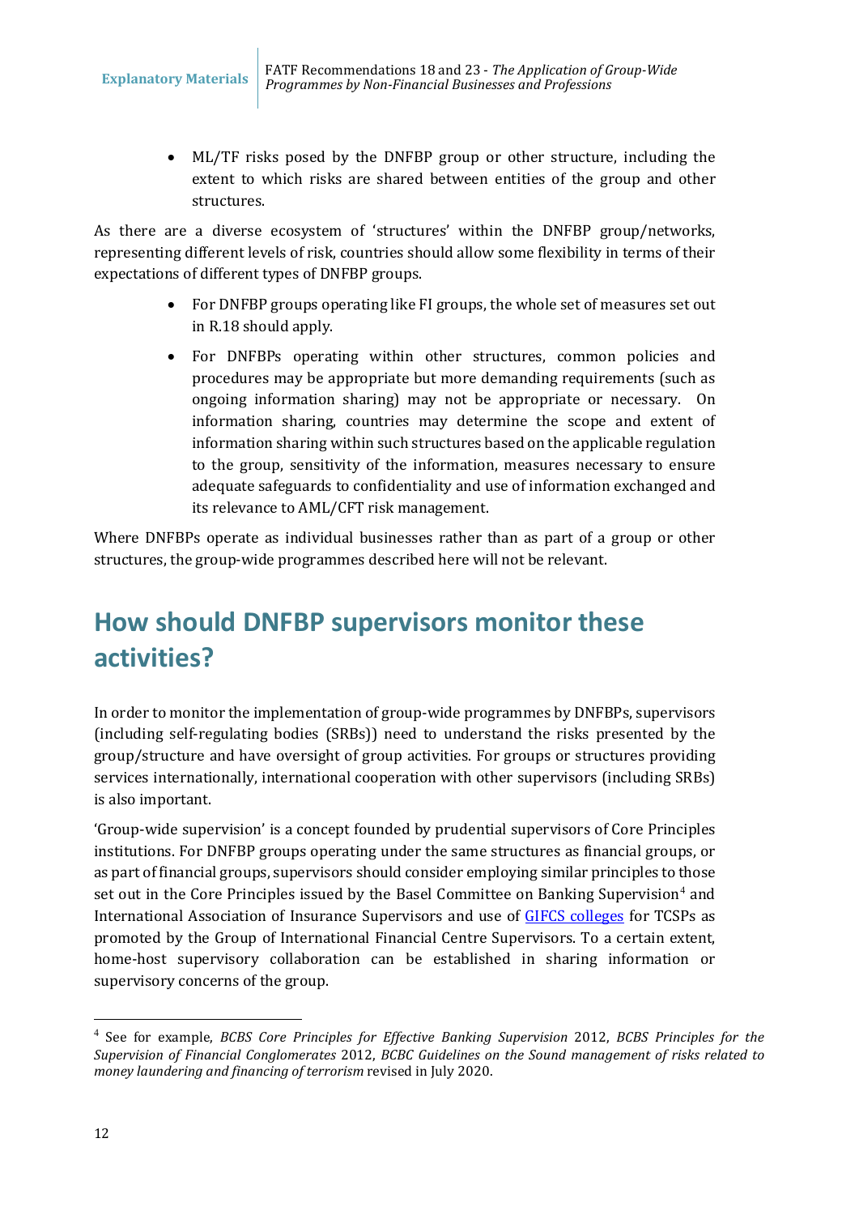- ML/TF risks posed by the DNFBP group or other structure, including the extent to which risks are shared between entities of the group and other structures.

As there are a diverse ecosystem of 'structures' within the DNFBP group/networks, representing different levels of risk, countries should allow some flexibility in terms of their expectations of different types of DNFBP groups.

- For DNFBP groups operating like FI groups, the whole set of measures set out in R.18 should apply.
- For DNFBPs operating within other structures, common policies and procedures may be appropriate but more demanding requirements (such as ongoing information sharing) may not be appropriate or necessary. On information sharing, countries may determine the scope and extent of information sharing within such structures based on the applicable regulation to the group, sensitivity of the information, measures necessary to ensure adequate safeguards to confidentiality and use of information exchanged and its relevance to AML/CFT risk management.

Where DNFBPs operate as individual businesses rather than as part of a group or other structures, the group-wide programmes described here will not be relevant.

# How should DNFBP supervisors monitor these activities?

In order to monitor the implementation of group-wide programmes by DNFBPs, supervisors (including self-regulating bodies (SRBs)) need to understand the risks presented by the group/structure and have oversight of group activities. For groups or structures providing services internationally, international cooperation with other supervisors (including SRBs) is also important.

'Group-wide supervision' is a concept founded by prudential supervisors of Core Principles institutions. For DNFBP groups operating under the same structures as financial groups, or as part of financial groups, supervisors should consider employing similar principles to those set out in the Core Principles issued by the Basel Committee on Banking Supervision[4] and International Association of Insurance Supervisors and use of GIFCS colleges for TCSPs as promoted by the Group of International Financial Centre Supervisors. To a certain extent, home-host supervisory collaboration can be established in sharing information or supervisory concerns of the group.

---

[4] See for example, *BCBS Core Principles for Effective Banking Supervision* 2012, *BCBS Principles for the Supervision of Financial Conglomerates* 2012, *BCBC Guidelines on the Sound management of risks related to money laundering and financing of terrorism* revised in July 2020.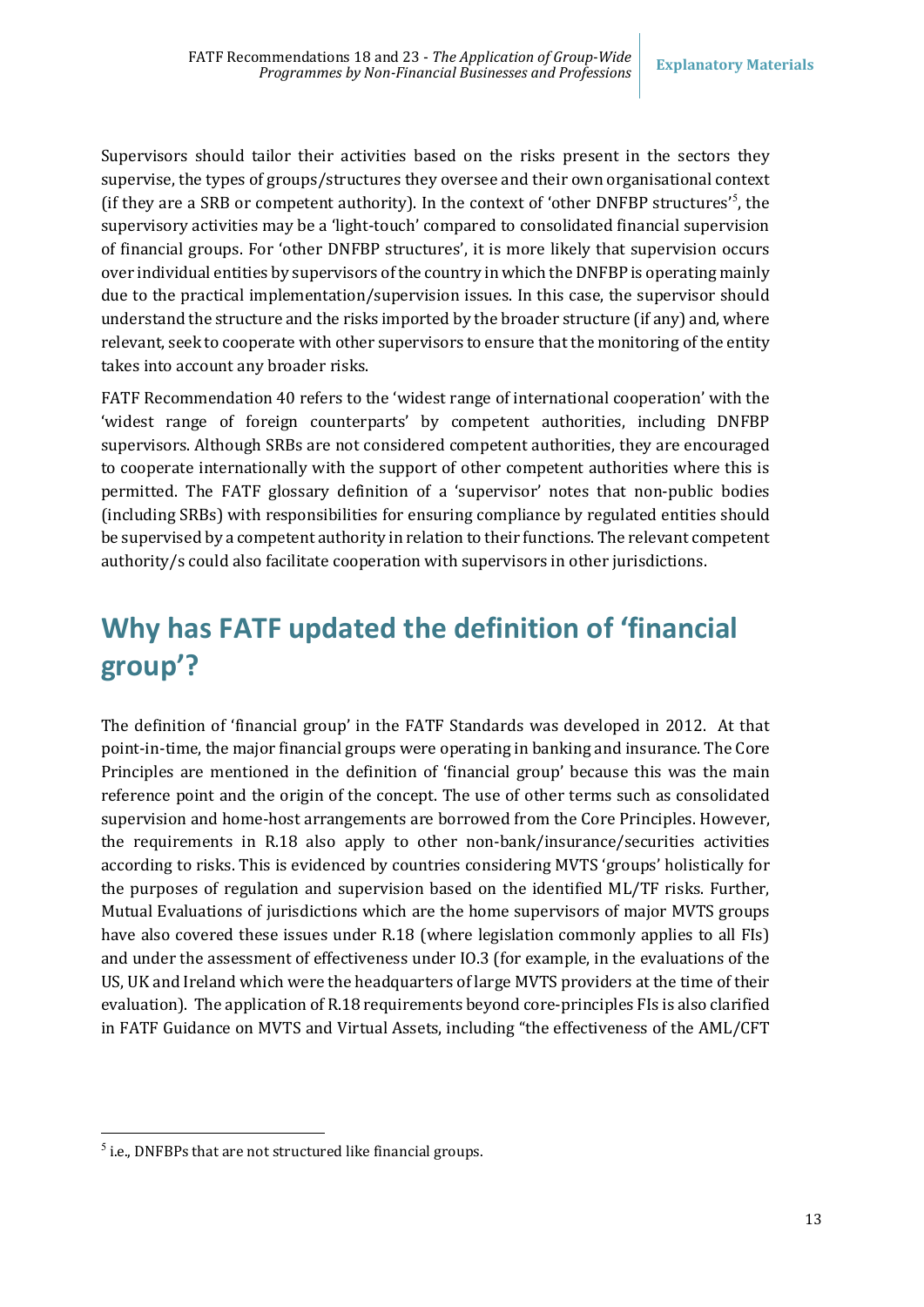Supervisors should tailor their activities based on the risks present in the sectors they supervise, the types of groups/structures they oversee and their own organisational context (if they are a SRB or competent authority). In the context of 'other DNFBP structures'[5], the supervisory activities may be a 'light-touch' compared to consolidated financial supervision of financial groups. For 'other DNFBP structures', it is more likely that supervision occurs over individual entities by supervisors of the country in which the DNFBP is operating mainly due to the practical implementation/supervision issues. In this case, the supervisor should understand the structure and the risks imported by the broader structure (if any) and, where relevant, seek to cooperate with other supervisors to ensure that the monitoring of the entity takes into account any broader risks.

FATF Recommendation 40 refers to the 'widest range of international cooperation' with the 'widest range of foreign counterparts' by competent authorities, including DNFBP supervisors. Although SRBs are not considered competent authorities, they are encouraged to cooperate internationally with the support of other competent authorities where this is permitted. The FATF glossary definition of a 'supervisor' notes that non-public bodies (including SRBs) with responsibilities for ensuring compliance by regulated entities should be supervised by a competent authority in relation to their functions. The relevant competent authority/s could also facilitate cooperation with supervisors in other jurisdictions.

# Why has FATF updated the definition of 'financial group'?

The definition of 'financial group' in the FATF Standards was developed in 2012. At that point-in-time, the major financial groups were operating in banking and insurance. The Core Principles are mentioned in the definition of 'financial group' because this was the main reference point and the origin of the concept. The use of other terms such as consolidated supervision and home-host arrangements are borrowed from the Core Principles. However, the requirements in R.18 also apply to other non-bank/insurance/securities activities according to risks. This is evidenced by countries considering MVTS 'groups' holistically for the purposes of regulation and supervision based on the identified ML/TF risks. Further, Mutual Evaluations of jurisdictions which are the home supervisors of major MVTS groups have also covered these issues under R.18 (where legislation commonly applies to all FIs) and under the assessment of effectiveness under IO.3 (for example, in the evaluations of the US, UK and Ireland which were the headquarters of large MVTS providers at the time of their evaluation). The application of R.18 requirements beyond core-principles FIs is also clarified in FATF Guidance on MVTS and Virtual Assets, including "the effectiveness of the AML/CFT

[5] i.e., DNFBPs that are not structured like financial groups.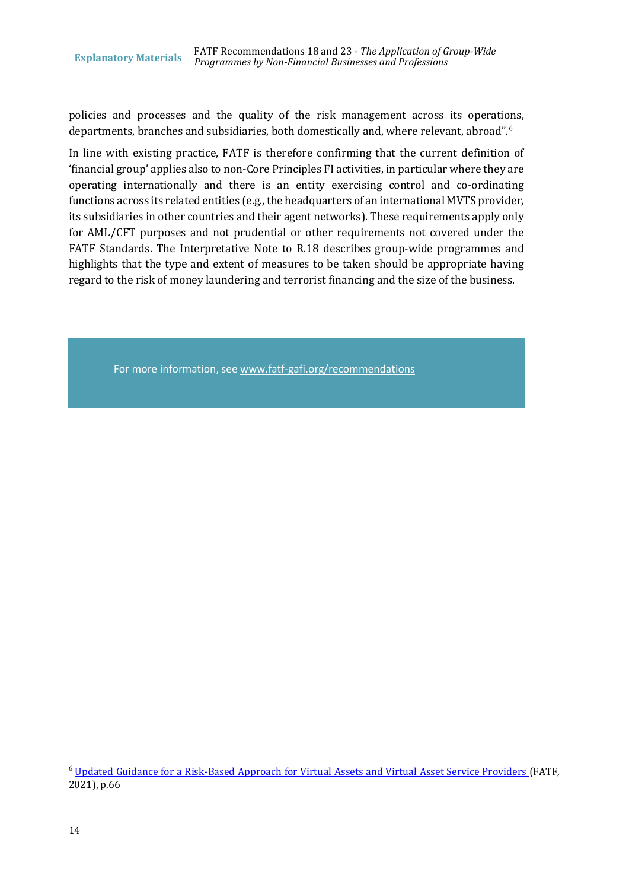policies and processes and the quality of the risk management across its operations, departments, branches and subsidiaries, both domestically and, where relevant, abroad".[6]

In line with existing practice, FATF is therefore confirming that the current definition of 'financial group' applies also to non-Core Principles FI activities, in particular where they are operating internationally and there is an entity exercising control and co-ordinating functions across its related entities (e.g., the headquarters of an international MVTS provider, its subsidiaries in other countries and their agent networks). These requirements apply only for AML/CFT purposes and not prudential or other requirements not covered under the FATF Standards. The Interpretative Note to R.18 describes group-wide programmes and highlights that the type and extent of measures to be taken should be appropriate having regard to the risk of money laundering and terrorist financing and the size of the business.

For more information, see [www.fatf-gafi.org/recommendations](www.fatf-gafi.org/recommendations)

---

[6] Updated Guidance for a Risk-Based Approach for Virtual Assets and Virtual Asset Service Providers (FATF, 2021), p.66